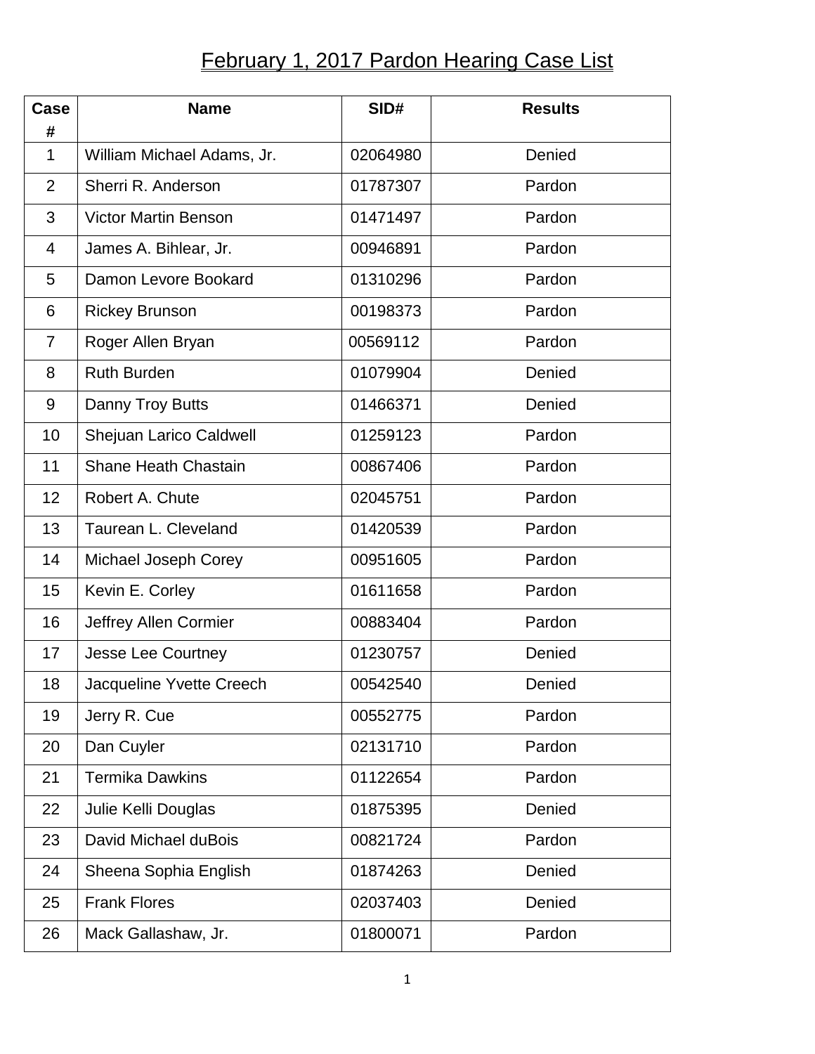# February 1, 2017 Pardon Hearing Case List

| Case # | Name | SID# | Results |
|---|---|---|---|
| 1 | William Michael Adams, Jr. | 02064980 | Denied |
| 2 | Sherri R. Anderson | 01787307 | Pardon |
| 3 | Victor Martin Benson | 01471497 | Pardon |
| 4 | James A. Bihlear, Jr. | 00946891 | Pardon |
| 5 | Damon Levore Bookard | 01310296 | Pardon |
| 6 | Rickey Brunson | 00198373 | Pardon |
| 7 | Roger Allen Bryan | 00569112 | Pardon |
| 8 | Ruth Burden | 01079904 | Denied |
| 9 | Danny Troy Butts | 01466371 | Denied |
| 10 | Shejuan Larico Caldwell | 01259123 | Pardon |
| 11 | Shane Heath Chastain | 00867406 | Pardon |
| 12 | Robert A. Chute | 02045751 | Pardon |
| 13 | Taurean L. Cleveland | 01420539 | Pardon |
| 14 | Michael Joseph Corey | 00951605 | Pardon |
| 15 | Kevin E. Corley | 01611658 | Pardon |
| 16 | Jeffrey Allen Cormier | 00883404 | Pardon |
| 17 | Jesse Lee Courtney | 01230757 | Denied |
| 18 | Jacqueline Yvette Creech | 00542540 | Denied |
| 19 | Jerry R. Cue | 00552775 | Pardon |
| 20 | Dan Cuyler | 02131710 | Pardon |
| 21 | Termika Dawkins | 01122654 | Pardon |
| 22 | Julie Kelli Douglas | 01875395 | Denied |
| 23 | David Michael duBois | 00821724 | Pardon |
| 24 | Sheena Sophia English | 01874263 | Denied |
| 25 | Frank Flores | 02037403 | Denied |
| 26 | Mack Gallashaw, Jr. | 01800071 | Pardon |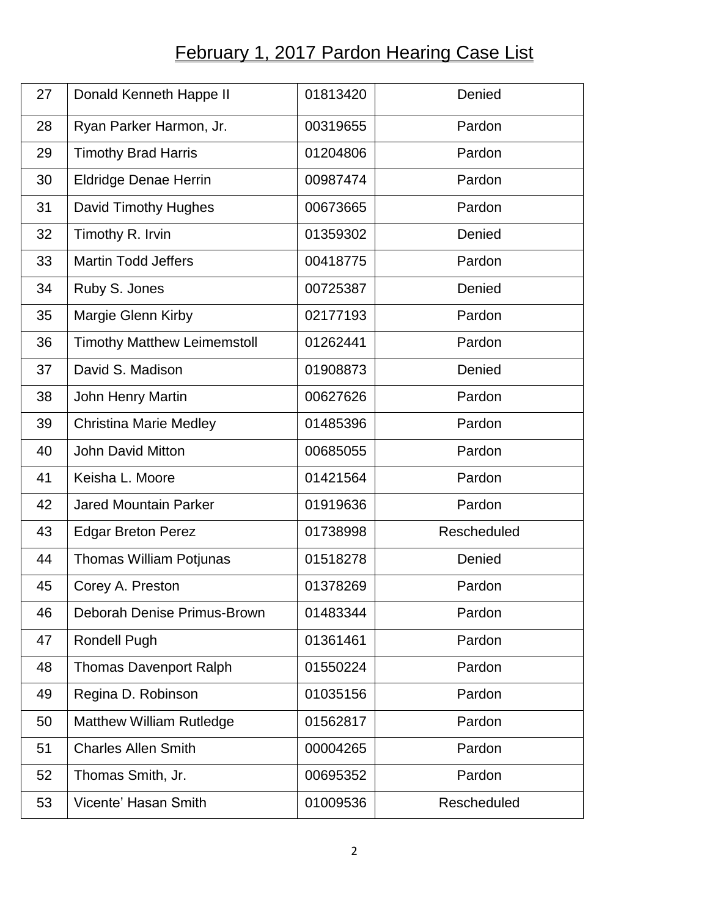# February 1, 2017 Pardon Hearing Case List

| | | | |
|---|---|---|---|
| 27 | Donald Kenneth Happe II | 01813420 | Denied |
| 28 | Ryan Parker Harmon, Jr. | 00319655 | Pardon |
| 29 | Timothy Brad Harris | 01204806 | Pardon |
| 30 | Eldridge Denae Herrin | 00987474 | Pardon |
| 31 | David Timothy Hughes | 00673665 | Pardon |
| 32 | Timothy R. Irvin | 01359302 | Denied |
| 33 | Martin Todd Jeffers | 00418775 | Pardon |
| 34 | Ruby S. Jones | 00725387 | Denied |
| 35 | Margie Glenn Kirby | 02177193 | Pardon |
| 36 | Timothy Matthew Leimemstoll | 01262441 | Pardon |
| 37 | David S. Madison | 01908873 | Denied |
| 38 | John Henry Martin | 00627626 | Pardon |
| 39 | Christina Marie Medley | 01485396 | Pardon |
| 40 | John David Mitton | 00685055 | Pardon |
| 41 | Keisha L. Moore | 01421564 | Pardon |
| 42 | Jared Mountain Parker | 01919636 | Pardon |
| 43 | Edgar Breton Perez | 01738998 | Rescheduled |
| 44 | Thomas William Potjunas | 01518278 | Denied |
| 45 | Corey A. Preston | 01378269 | Pardon |
| 46 | Deborah Denise Primus-Brown | 01483344 | Pardon |
| 47 | Rondell Pugh | 01361461 | Pardon |
| 48 | Thomas Davenport Ralph | 01550224 | Pardon |
| 49 | Regina D. Robinson | 01035156 | Pardon |
| 50 | Matthew William Rutledge | 01562817 | Pardon |
| 51 | Charles Allen Smith | 00004265 | Pardon |
| 52 | Thomas Smith, Jr. | 00695352 | Pardon |
| 53 | Vicente' Hasan Smith | 01009536 | Rescheduled |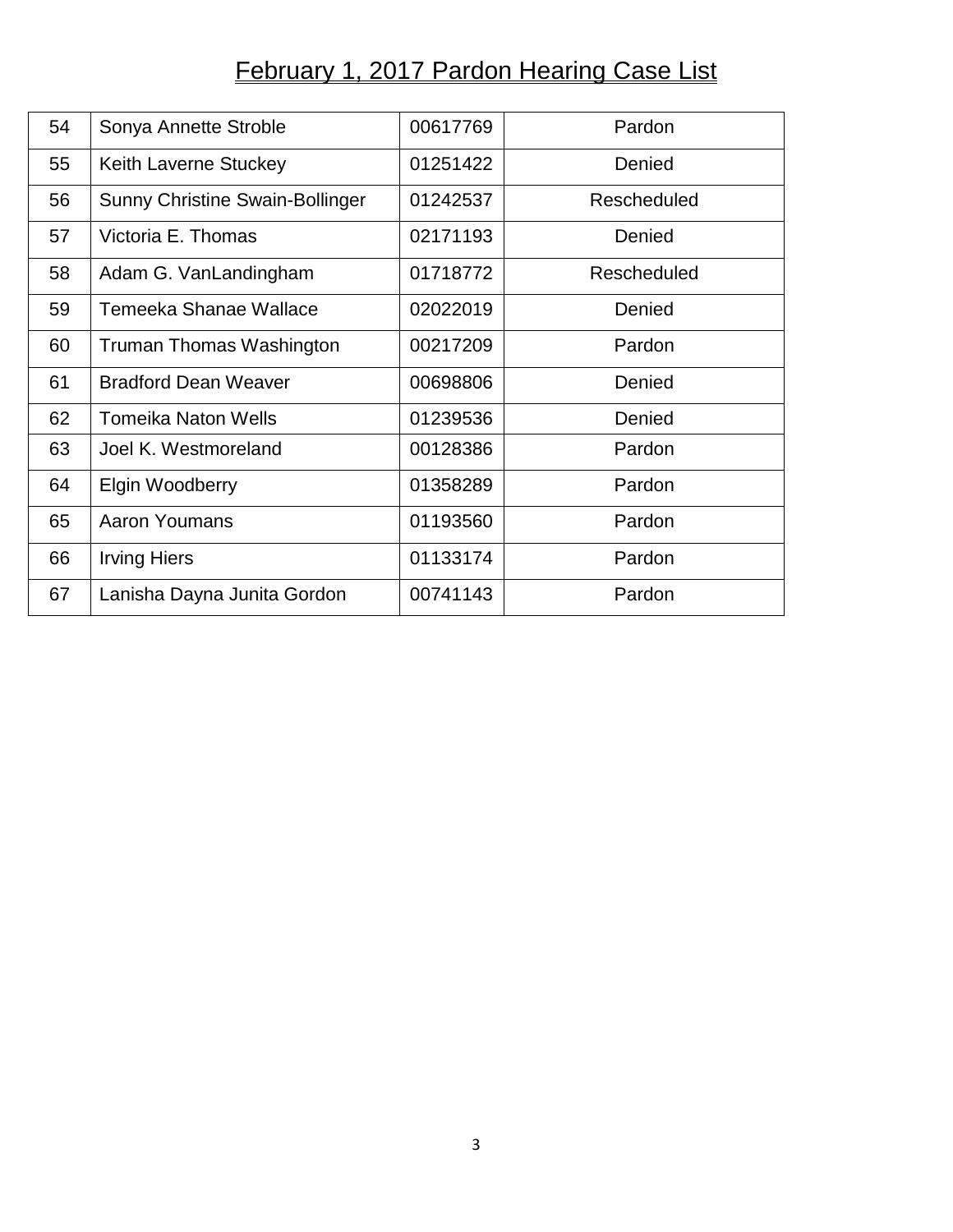# February 1, 2017 Pardon Hearing Case List

| | | | |
|---|---|---|---|
| 54 | Sonya Annette Stroble | 00617769 | Pardon |
| 55 | Keith Laverne Stuckey | 01251422 | Denied |
| 56 | Sunny Christine Swain-Bollinger | 01242537 | Rescheduled |
| 57 | Victoria E. Thomas | 02171193 | Denied |
| 58 | Adam G. VanLandingham | 01718772 | Rescheduled |
| 59 | Temeeka Shanae Wallace | 02022019 | Denied |
| 60 | Truman Thomas Washington | 00217209 | Pardon |
| 61 | Bradford Dean Weaver | 00698806 | Denied |
| 62 | Tomeika Naton Wells | 01239536 | Denied |
| 63 | Joel K. Westmoreland | 00128386 | Pardon |
| 64 | Elgin Woodberry | 01358289 | Pardon |
| 65 | Aaron Youmans | 01193560 | Pardon |
| 66 | Irving Hiers | 01133174 | Pardon |
| 67 | Lanisha Dayna Junita Gordon | 00741143 | Pardon |